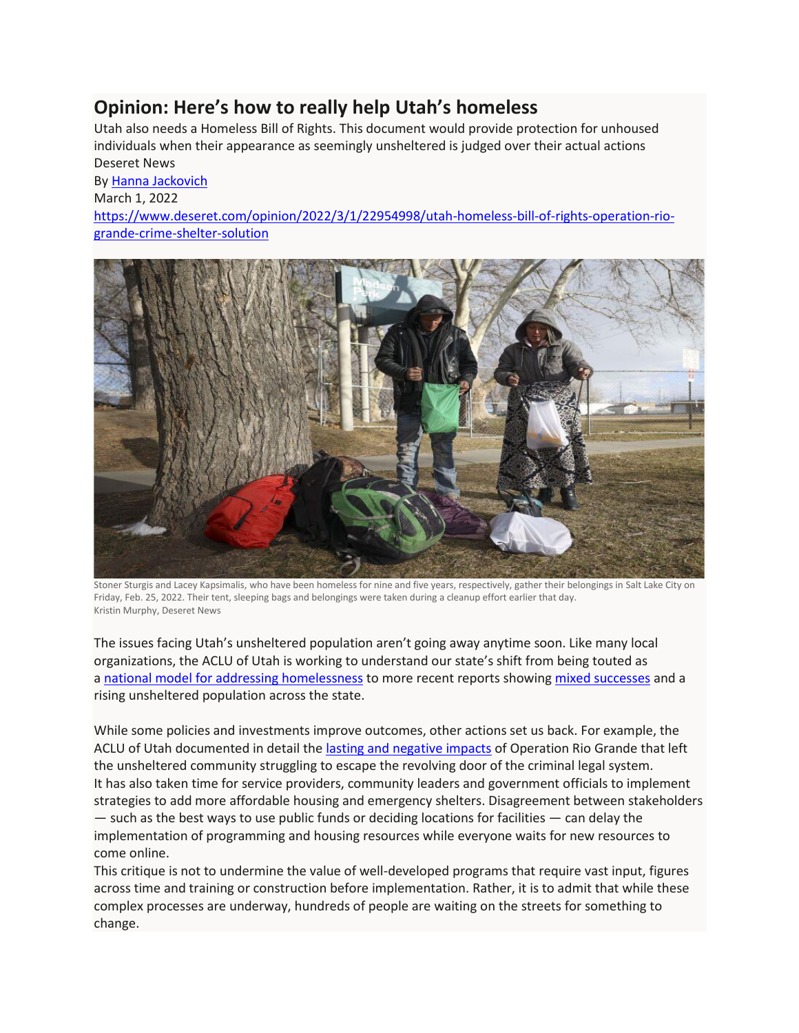# Opinion: Here's how to really help Utah's homeless

Utah also needs a Homeless Bill of Rights. This document would provide protection for unhoused individuals when their appearance as seemingly unsheltered is judged over their actual actions

Deseret News

By [Hanna Jackovich](#)

March 1, 2022

[https://www.deseret.com/opinion/2022/3/1/22954998/utah-homeless-bill-of-rights-operation-rio-grande-crime-shelter-solution](https://www.deseret.com/opinion/2022/3/1/22954998/utah-homeless-bill-of-rights-operation-rio-grande-crime-shelter-solution)

Stoner Sturgis and Lacey Kapsimalis, who have been homeless for nine and five years, respectively, gather their belongings in Salt Lake City on Friday, Feb. 25, 2022. Their tent, sleeping bags and belongings were taken during a cleanup effort earlier that day.
Kristin Murphy, Deseret News

The issues facing Utah's unsheltered population aren't going away anytime soon. Like many local organizations, the ACLU of Utah is working to understand our state's shift from being touted as a national model for addressing homelessness to more recent reports showing mixed successes and a rising unsheltered population across the state.

While some policies and investments improve outcomes, other actions set us back. For example, the ACLU of Utah documented in detail the lasting and negative impacts of Operation Rio Grande that left the unsheltered community struggling to escape the revolving door of the criminal legal system.

It has also taken time for service providers, community leaders and government officials to implement strategies to add more affordable housing and emergency shelters. Disagreement between stakeholders — such as the best ways to use public funds or deciding locations for facilities — can delay the implementation of programming and housing resources while everyone waits for new resources to come online.

This critique is not to undermine the value of well-developed programs that require vast input, figures across time and training or construction before implementation. Rather, it is to admit that while these complex processes are underway, hundreds of people are waiting on the streets for something to change.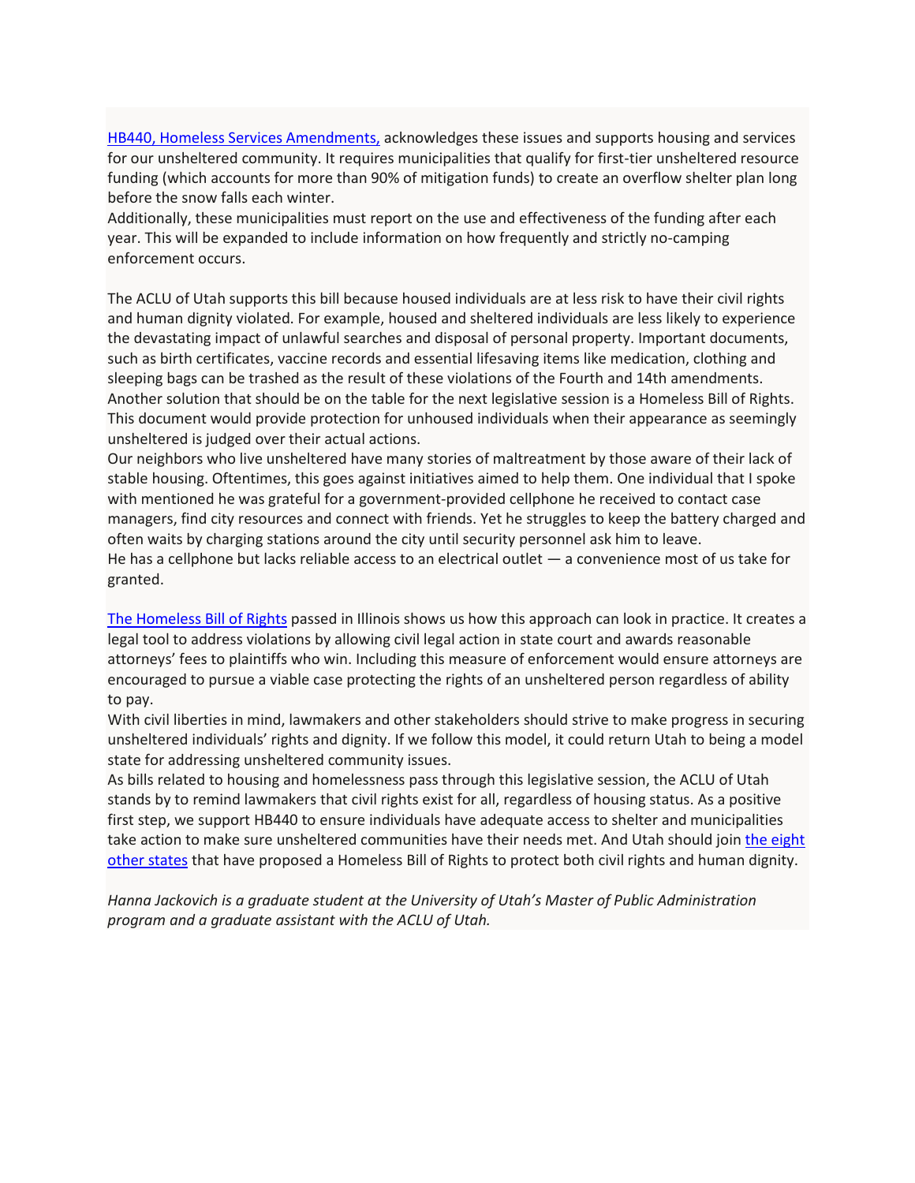[HB440, Homeless Services Amendments,] acknowledges these issues and supports housing and services for our unsheltered community. It requires municipalities that qualify for first-tier unsheltered resource funding (which accounts for more than 90% of mitigation funds) to create an overflow shelter plan long before the snow falls each winter.

Additionally, these municipalities must report on the use and effectiveness of the funding after each year. This will be expanded to include information on how frequently and strictly no-camping enforcement occurs.

The ACLU of Utah supports this bill because housed individuals are at less risk to have their civil rights and human dignity violated. For example, housed and sheltered individuals are less likely to experience the devastating impact of unlawful searches and disposal of personal property. Important documents, such as birth certificates, vaccine records and essential lifesaving items like medication, clothing and sleeping bags can be trashed as the result of these violations of the Fourth and 14th amendments.

Another solution that should be on the table for the next legislative session is a Homeless Bill of Rights. This document would provide protection for unhoused individuals when their appearance as seemingly unsheltered is judged over their actual actions.

Our neighbors who live unsheltered have many stories of maltreatment by those aware of their lack of stable housing. Oftentimes, this goes against initiatives aimed to help them. One individual that I spoke with mentioned he was grateful for a government-provided cellphone he received to contact case managers, find city resources and connect with friends. Yet he struggles to keep the battery charged and often waits by charging stations around the city until security personnel ask him to leave.

He has a cellphone but lacks reliable access to an electrical outlet — a convenience most of us take for granted.

[The Homeless Bill of Rights] passed in Illinois shows us how this approach can look in practice. It creates a legal tool to address violations by allowing civil legal action in state court and awards reasonable attorneys' fees to plaintiffs who win. Including this measure of enforcement would ensure attorneys are encouraged to pursue a viable case protecting the rights of an unsheltered person regardless of ability to pay.

With civil liberties in mind, lawmakers and other stakeholders should strive to make progress in securing unsheltered individuals' rights and dignity. If we follow this model, it could return Utah to being a model state for addressing unsheltered community issues.

As bills related to housing and homelessness pass through this legislative session, the ACLU of Utah stands by to remind lawmakers that civil rights exist for all, regardless of housing status. As a positive first step, we support HB440 to ensure individuals have adequate access to shelter and municipalities take action to make sure unsheltered communities have their needs met. And Utah should join [the eight other states] that have proposed a Homeless Bill of Rights to protect both civil rights and human dignity.

*Hanna Jackovich is a graduate student at the University of Utah's Master of Public Administration program and a graduate assistant with the ACLU of Utah.*